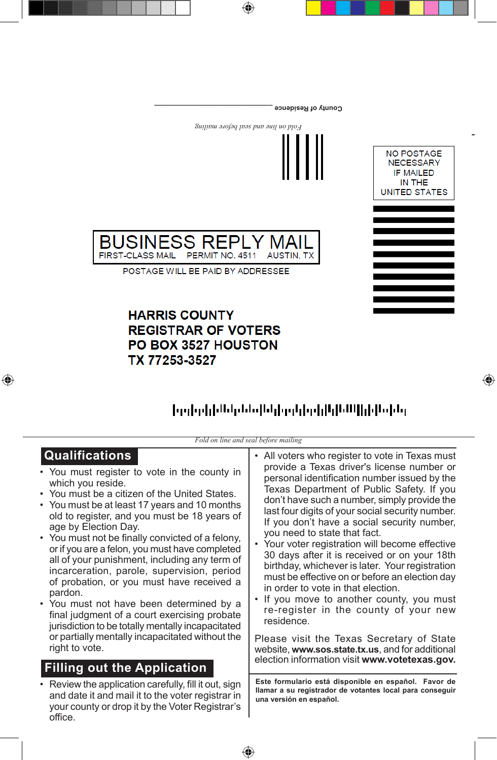County of Residence ______________________

*Fold on line and seal before mailing*

NO POSTAGE NECESSARY IF MAILED IN THE UNITED STATES

**BUSINESS REPLY MAIL**

FIRST-CLASS MAIL PERMIT NO. 4511 AUSTIN, TX

POSTAGE WILL BE PAID BY ADDRESSEE

**HARRIS COUNTY**
**REGISTRAR OF VOTERS**
**PO BOX 3527 HOUSTON**
**TX 77253-3527**

*Fold on line and seal before mailing*

## Qualifications

- You must register to vote in the county in which you reside.
- You must be a citizen of the United States.
- You must be at least 17 years and 10 months old to register, and you must be 18 years of age by Election Day.
- You must not be finally convicted of a felony, or if you are a felon, you must have completed all of your punishment, including any term of incarceration, parole, supervision, period of probation, or you must have received a pardon.
- You must not have been determined by a final judgment of a court exercising probate jurisdiction to be totally mentally incapacitated or partially mentally incapacitated without the right to vote.

## Filling out the Application

- Review the application carefully, fill it out, sign and date it and mail it to the voter registrar in your county or drop it by the Voter Registrar's office.
- All voters who register to vote in Texas must provide a Texas driver's license number or personal identification number issued by the Texas Department of Public Safety. If you don't have such a number, simply provide the last four digits of your social security number. If you don't have a social security number, you need to state that fact.
- Your voter registration will become effective 30 days after it is received or on your 18th birthday, whichever is later. Your registration must be effective on or before an election day in order to vote in that election.
- If you move to another county, you must re-register in the county of your new residence.

Please visit the Texas Secretary of State website, **www.sos.state.tx.us**, and for additional election information visit **www.votetexas.gov.**

**Este formulario está disponible en español. Favor de llamar a su registrador de votantes local para conseguir una versión en español.**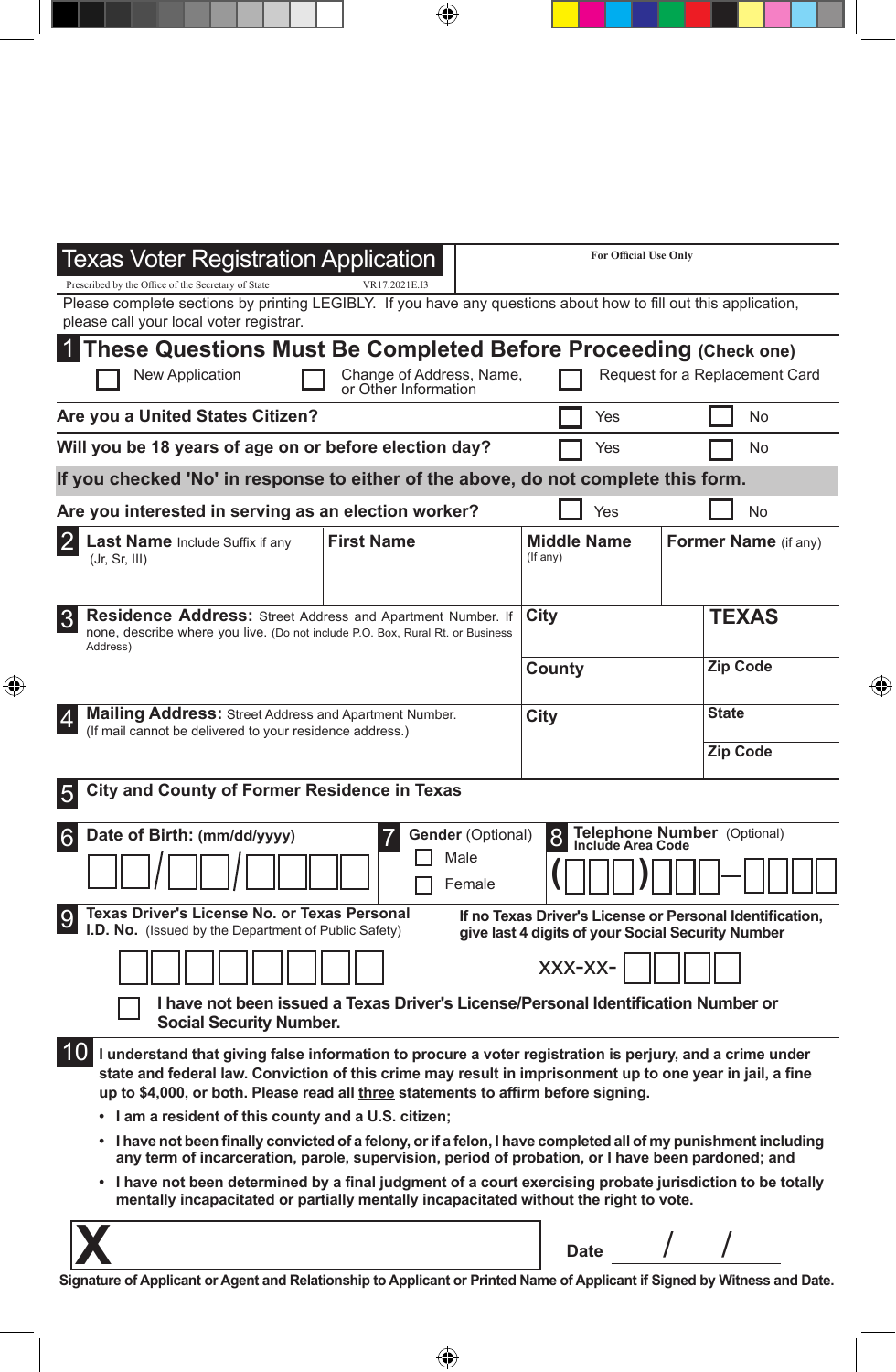# Texas Voter Registration Application

Prescribed by the Office of the Secretary of State VR17.2021E.I3

For Official Use Only

Please complete sections by printing LEGIBLY. If you have any questions about how to fill out this application, please call your local voter registrar.

## 1 These Questions Must Be Completed Before Proceeding (Check one)

☐ New Application ☐ Change of Address, Name, or Other Information ☐ Request for a Replacement Card

| | | |
|---|---|---|
| **Are you a United States Citizen?** | ☐ Yes | ☐ No |
| **Will you be 18 years of age on or before election day?** | ☐ Yes | ☐ No |

**If you checked 'No' in response to either of the above, do not complete this form.**

| | | |
|---|---|---|
| **Are you interested in serving as an election worker?** | ☐ Yes | ☐ No |

## 2

| **Last Name** Include Suffix if any (Jr, Sr, III) | **First Name** | **Middle Name** (If any) | **Former Name** (if any) |
|---|---|---|---|
| | | | |

## 3

**Residence Address:** Street Address and Apartment Number. If none, describe where you live. (Do not include P.O. Box, Rural Rt. or Business Address)

| | | |
|---|---|---|
| | **City** | **TEXAS** |
| | **County** | **Zip Code** |

## 4

**Mailing Address:** Street Address and Apartment Number. (If mail cannot be delivered to your residence address.)

| | | |
|---|---|---|
| | **City** | **State** |
| | | **Zip Code** |

## 5 City and County of Former Residence in Texas

## 6 Date of Birth: (mm/dd/yyyy)

☐☐/☐☐/☐☐☐☐

## 7 Gender (Optional)

☐ Male

☐ Female

## 8 Telephone Number (Optional)

Include Area Code

(☐☐☐)☐☐☐–☐☐☐☐

## 9 Texas Driver's License No. or Texas Personal I.D. No. (Issued by the Department of Public Safety)

☐☐☐☐☐☐☐☐

**If no Texas Driver's License or Personal Identification, give last 4 digits of your Social Security Number**

XXX-XX-☐☐☐☐

☐ **I have not been issued a Texas Driver's License/Personal Identification Number or Social Security Number.**

## 10

**I understand that giving false information to procure a voter registration is perjury, and a crime under state and federal law. Conviction of this crime may result in imprisonment up to one year in jail, a fine up to $4,000, or both. Please read all <u>three</u> statements to affirm before signing.**

- **I am a resident of this county and a U.S. citizen;**
- **I have not been finally convicted of a felony, or if a felon, I have completed all of my punishment including any term of incarceration, parole, supervision, period of probation, or I have been pardoned; and**
- **I have not been determined by a final judgment of a court exercising probate jurisdiction to be totally mentally incapacitated or partially mentally incapacitated without the right to vote.**

**X** ______________________ **Date** ___/___/___

**Signature of Applicant or Agent and Relationship to Applicant or Printed Name of Applicant if Signed by Witness and Date.**